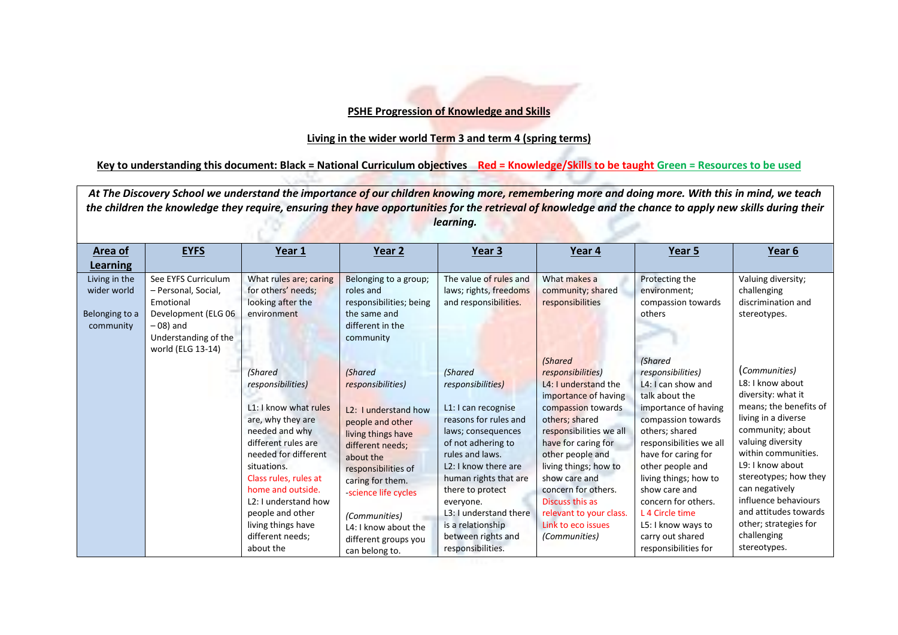**PSHE Progression of Knowledge and Skills**

**Living in the wider world Term 3 and term 4 (spring terms)**

**Key to understanding this document: Black = National Curriculum objectives Red = Knowledge/Skills to be taught Green = Resources to be used**

***At The Discovery School we understand the importance of our children knowing more, remembering more and doing more. With this in mind, we teach the children the knowledge they require, ensuring they have opportunities for the retrieval of knowledge and the chance to apply new skills during their learning.***

| Area of Learning | EYFS | Year 1 | Year 2 | Year 3 | Year 4 | Year 5 | Year 6 |
|---|---|---|---|---|---|---|---|
| Living in the wider world<br><br>Belonging to a community | See EYFS Curriculum – Personal, Social, Emotional Development (ELG 06 – 08) and Understanding of the world (ELG 13-14) | What rules are; caring for others' needs; looking after the environment<br><br>*(Shared responsibilities)*<br><br>L1: I know what rules are, why they are needed and why different rules are needed for different situations.<br>Class rules, rules at home and outside.<br>L2: I understand how people and other living things have different needs; about the | Belonging to a group; roles and responsibilities; being the same and different in the community<br><br>*(Shared responsibilities)*<br><br>L2: I understand how people and other living things have different needs; about the responsibilities of caring for them.<br>-science life cycles<br><br>*(Communities)*<br>L4: I know about the different groups you can belong to. | The value of rules and laws; rights, freedoms and responsibilities.<br><br>*(Shared responsibilities)*<br><br>L1: I can recognise reasons for rules and laws; consequences of not adhering to rules and laws.<br>L2: I know there are human rights that are there to protect everyone.<br>L3: I understand there is a relationship between rights and responsibilities. | What makes a community; shared responsibilities<br><br>*(Shared responsibilities)*<br>L4: I understand the importance of having compassion towards others; shared responsibilities we all have for caring for other people and living things; how to show care and concern for others.<br>Discuss this as relevant to your class. Link to eco issues<br>*(Communities)* | Protecting the environment; compassion towards others<br><br>*(Shared responsibilities)*<br>L4: I can show and talk about the importance of having compassion towards others; shared responsibilities we all have for caring for other people and living things; how to show care and concern for others.<br>L 4 Circle time<br>L5: I know ways to carry out shared responsibilities for | Valuing diversity; challenging discrimination and stereotypes.<br><br>*(Communities)*<br>L8: I know about diversity: what it means; the benefits of living in a diverse community; about valuing diversity within communities.<br>L9: I know about stereotypes; how they can negatively influence behaviours and attitudes towards other; strategies for challenging stereotypes. |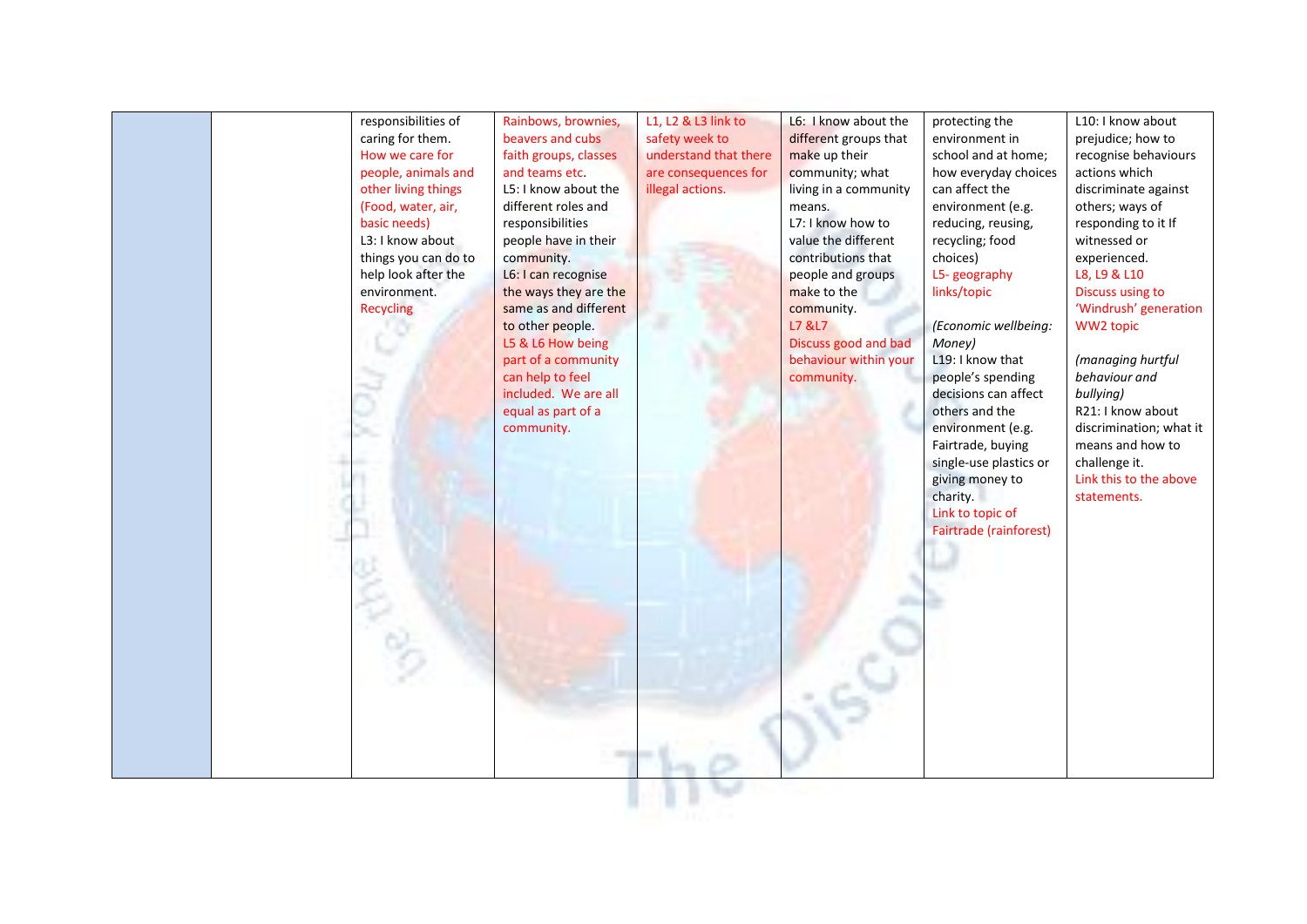|  |  |  |  |  |  |  |  |
|---|---|---|---|---|---|---|---|
|  |  | responsibilities of caring for them.<br>How we care for people, animals and other living things (Food, water, air, basic needs)<br>L3: I know about things you can do to help look after the environment.<br>Recycling | Rainbows, brownies, beavers and cubs faith groups, classes and teams etc.<br>L5: I know about the different roles and responsibilities people have in their community.<br>L6: I can recognise the ways they are the same as and different to other people.<br>L5 & L6 How being part of a community can help to feel included. We are all equal as part of a community. | L1, L2 & L3 link to safety week to understand that there are consequences for illegal actions. | L6: I know about the different groups that make up their community; what living in a community means.<br>L7: I know how to value the different contributions that people and groups make to the community.<br>L7 &L7<br>Discuss good and bad behaviour within your community. | protecting the environment in school and at home; how everyday choices can affect the environment (e.g. reducing, reusing, recycling; food choices)<br>L5- geography links/topic<br><br>*(Economic wellbeing: Money)*<br>L19: I know that people's spending decisions can affect others and the environment (e.g. Fairtrade, buying single-use plastics or giving money to charity.<br>Link to topic of Fairtrade (rainforest) | L10: I know about prejudice; how to recognise behaviours actions which discriminate against others; ways of responding to it If witnessed or experienced.<br>L8, L9 & L10<br>Discuss using to 'Windrush' generation WW2 topic<br><br>*(managing hurtful behaviour and bullying)*<br>R21: I know about discrimination; what it means and how to challenge it.<br>Link this to the above statements. |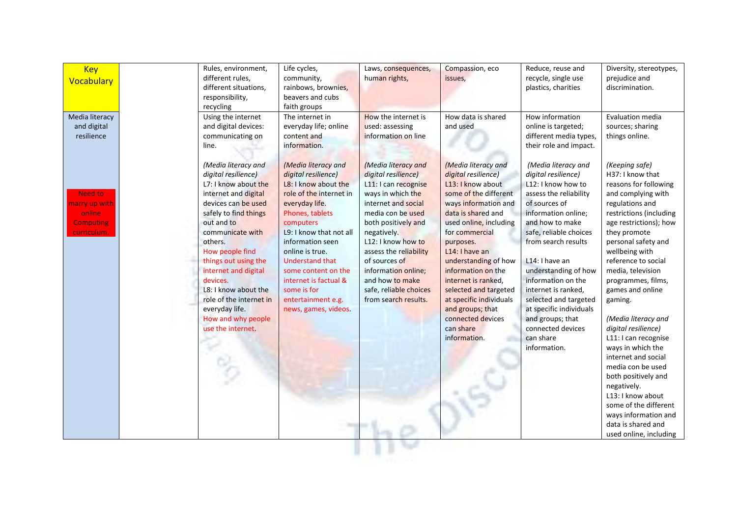| Key Vocabulary | | Rules, environment, different rules, different situations, responsibility, recycling | Life cycles, community, rainbows, brownies, beavers and cubs faith groups | Laws, consequences, human rights, | Compassion, eco issues, | Reduce, reuse and recycle, single use plastics, charities | Diversity, stereotypes, prejudice and discrimination. |
|---|---|---|---|---|---|---|---|
| Media literacy and digital resilience<br><br>Need to marry up with online Computing curriculum. | | Using the internet and digital devices: communicating on line.<br><br>*(Media literacy and digital resilience)*<br>L7: I know about the internet and digital devices can be used safely to find things out and to communicate with others.<br>How people find things out using the internet and digital devices.<br>L8: I know about the role of the internet in everyday life.<br>How and why people use the internet. | The internet in everyday life; online content and information.<br><br>*(Media literacy and digital resilience)*<br>L8: I know about the role of the internet in everyday life.<br>Phones, tablets computers<br>L9: I know that not all information seen online is true.<br>Understand that some content on the internet is factual & some is for entertainment e.g. news, games, videos. | How the internet is used: assessing information on line<br><br>*(Media literacy and digital resilience)*<br>L11: I can recognise ways in which the internet and social media con be used both positively and negatively.<br>L12: I know how to assess the reliability of sources of information online; and how to make safe, reliable choices from search results. | How data is shared and used<br><br>*(Media literacy and digital resilience)*<br>L13: I know about some of the different ways information and data is shared and used online, including for commercial purposes.<br>L14: I have an understanding of how information on the internet is ranked, selected and targeted at specific individuals and groups; that connected devices can share information. | How information online is targeted; different media types, their role and impact.<br><br>*(Media literacy and digital resilience)*<br>L12: I know how to assess the reliability of sources of information online; and how to make safe, reliable choices from search results<br><br>L14: I have an understanding of how information on the internet is ranked, selected and targeted at specific individuals and groups; that connected devices can share information. | Evaluation media sources; sharing things online.<br><br>*(Keeping safe)*<br>H37: I know that reasons for following and complying with regulations and restrictions (including age restrictions); how they promote personal safety and wellbeing with reference to social media, television programmes, films, games and online gaming.<br><br>*(Media literacy and digital resilience)*<br>L11: I can recognise ways in which the internet and social media con be used both positively and negatively.<br>L13: I know about some of the different ways information and data is shared and used online, including |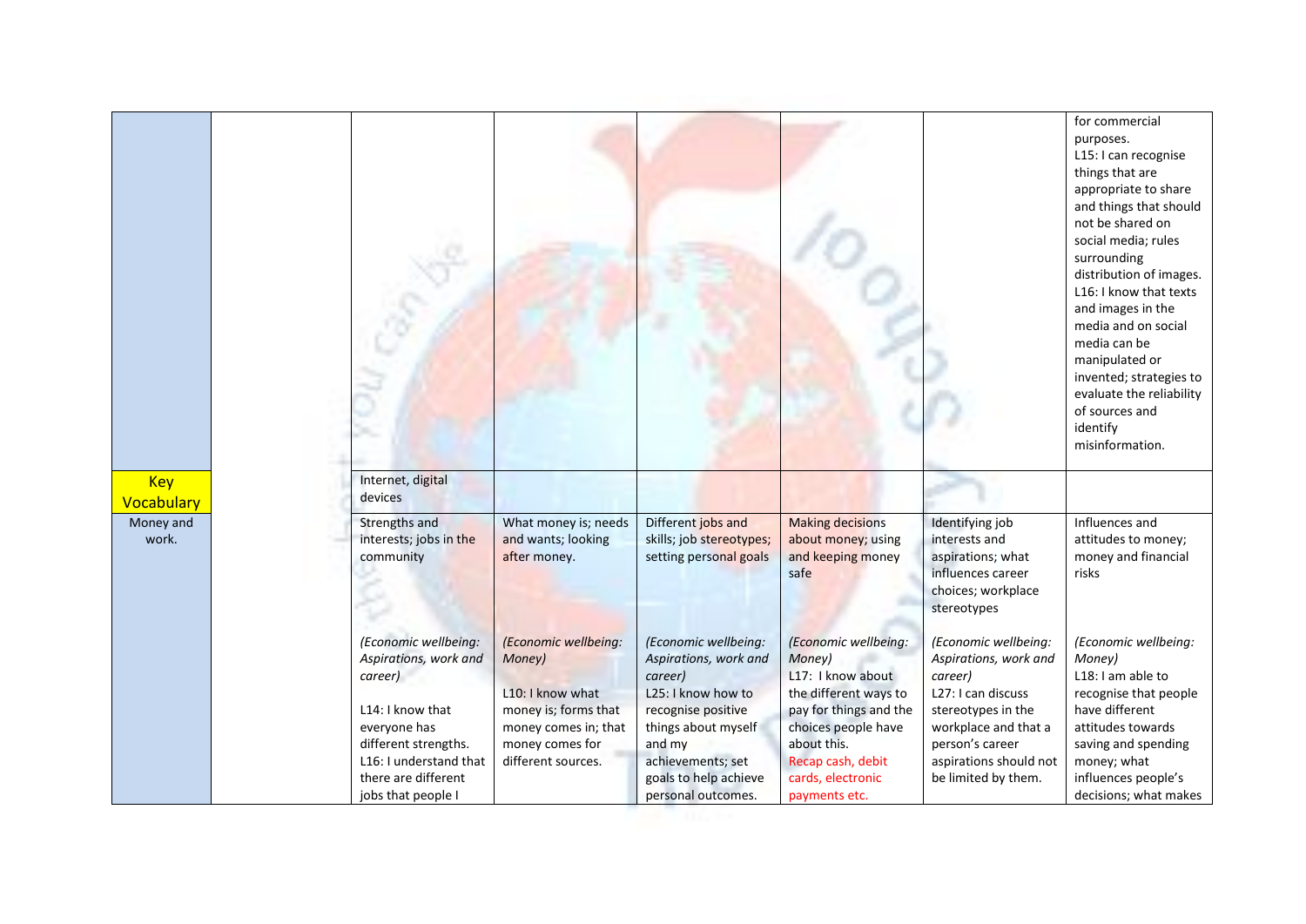| | | | | | | | |
|---|---|---|---|---|---|---|---|
| | | | | | | | for commercial purposes.<br>L15: I can recognise things that are appropriate to share and things that should not be shared on social media; rules surrounding distribution of images.<br>L16: I know that texts and images in the media and on social media can be manipulated or invented; strategies to evaluate the reliability of sources and identify misinformation. |
| Key Vocabulary | | Internet, digital devices | | | | | |
| Money and work. | | Strengths and interests; jobs in the community<br><br>*(Economic wellbeing: Aspirations, work and career)*<br><br>L14: I know that everyone has different strengths.<br>L16: I understand that there are different jobs that people I | What money is; needs and wants; looking after money.<br><br>*(Economic wellbeing: Money)*<br><br>L10: I know what money is; forms that money comes in; that money comes for different sources. | Different jobs and skills; job stereotypes; setting personal goals<br><br>*(Economic wellbeing: Aspirations, work and career)*<br>L25: I know how to recognise positive things about myself and my achievements; set goals to help achieve personal outcomes. | Making decisions about money; using and keeping money safe<br><br>*(Economic wellbeing: Money)*<br>L17: I know about the different ways to pay for things and the choices people have about this.<br>Recap cash, debit cards, electronic payments etc. | Identifying job interests and aspirations; what influences career choices; workplace stereotypes<br><br>*(Economic wellbeing: Aspirations, work and career)*<br>L27: I can discuss stereotypes in the workplace and that a person's career aspirations should not be limited by them. | Influences and attitudes to money; money and financial risks<br><br>*(Economic wellbeing: Money)*<br>L18: I am able to recognise that people have different attitudes towards saving and spending money; what influences people's decisions; what makes |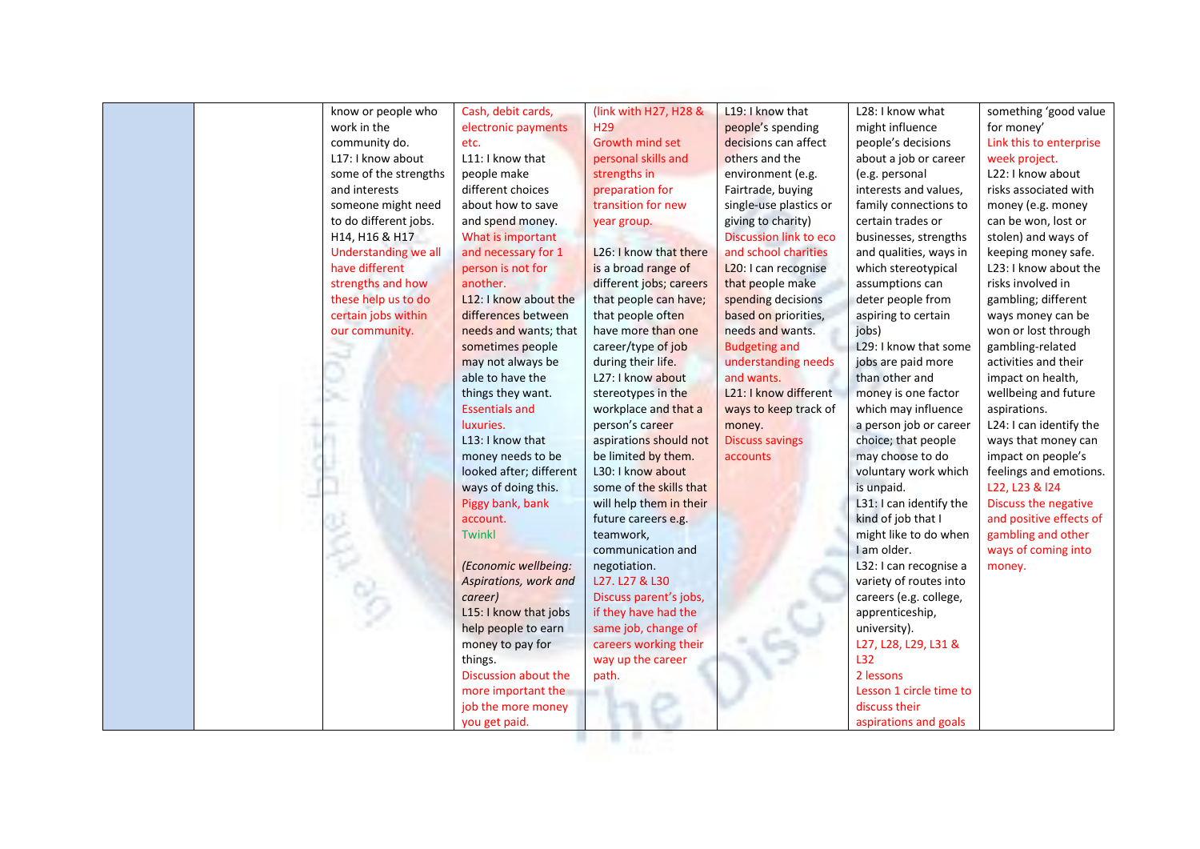| | | | | | | | |
|---|---|---|---|---|---|---|---|
| | | know or people who work in the community do. L17: I know about some of the strengths and interests someone might need to do different jobs. H14, H16 & H17 Understanding we all have different strengths and how these help us to do certain jobs within our community. | Cash, debit cards, electronic payments etc. L11: I know that people make different choices about how to save and spend money. What is important and necessary for 1 person is not for another. L12: I know about the differences between needs and wants; that sometimes people may not always be able to have the things they want. Essentials and luxuries. L13: I know that money needs to be looked after; different ways of doing this. Piggy bank, bank account. Twinkl (*Economic wellbeing: Aspirations, work and career*) L15: I know that jobs help people to earn money to pay for things. Discussion about the more important the job the more money you get paid. | (link with H27, H28 & H29 Growth mind set personal skills and strengths in preparation for transition for new year group. L26: I know that there is a broad range of different jobs; careers that people can have; that people often have more than one career/type of job during their life. L27: I know about stereotypes in the workplace and that a person's career aspirations should not be limited by them. L30: I know about some of the skills that will help them in their future careers e.g. teamwork, communication and negotiation. L27. L27 & L30 Discuss parent's jobs, if they have had the same job, change of careers working their way up the career path. | L19: I know that people's spending decisions can affect others and the environment (e.g. Fairtrade, buying single-use plastics or giving to charity) Discussion link to eco and school charities L20: I can recognise that people make spending decisions based on priorities, needs and wants. Budgeting and understanding needs and wants. L21: I know different ways to keep track of money. Discuss savings accounts | L28: I know what might influence people's decisions about a job or career (e.g. personal interests and values, family connections to certain trades or businesses, strengths and qualities, ways in which stereotypical assumptions can deter people from aspiring to certain jobs) L29: I know that some jobs are paid more than other and money is one factor which may influence a person job or career choice; that people may choose to do voluntary work which is unpaid. L31: I can identify the kind of job that I might like to do when I am older. L32: I can recognise a variety of routes into careers (e.g. college, apprenticeship, university). L27, L28, L29, L31 & L32 2 lessons Lesson 1 circle time to discuss their aspirations and goals | something 'good value for money' Link this to enterprise week project. L22: I know about risks associated with money (e.g. money can be won, lost or stolen) and ways of keeping money safe. L23: I know about the risks involved in gambling; different ways money can be won or lost through gambling-related activities and their impact on health, wellbeing and future aspirations. L24: I can identify the ways that money can impact on people's feelings and emotions. L22, L23 & l24 Discuss the negative and positive effects of gambling and other ways of coming into money. |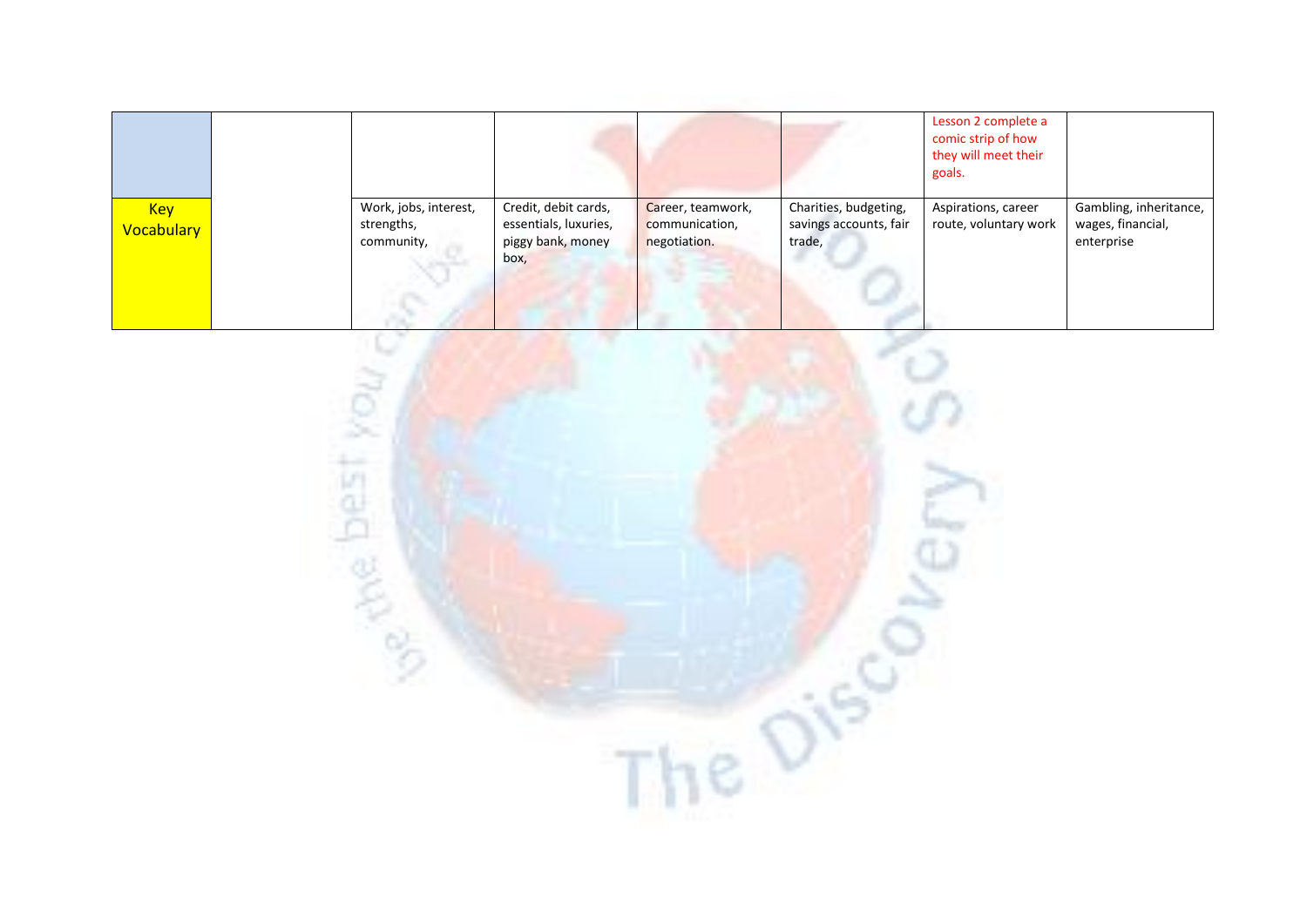| | | | | | | | |
|---|---|---|---|---|---|---|---|
| | | | | | | Lesson 2 complete a comic strip of how they will meet their goals. | |
| Key Vocabulary | | Work, jobs, interest, strengths, community, | Credit, debit cards, essentials, luxuries, piggy bank, money box, | Career, teamwork, communication, negotiation. | Charities, budgeting, savings accounts, fair trade, | Aspirations, career route, voluntary work | Gambling, inheritance, wages, financial, enterprise |